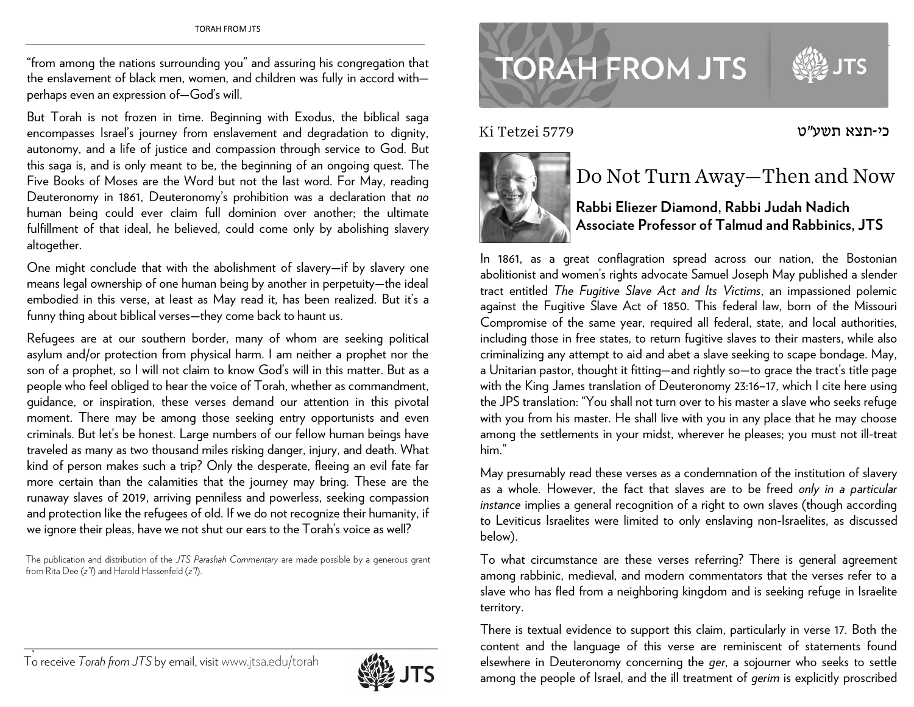"from among the nations surrounding you" and assuring his congregation that the enslavement of black men, women, and children was fully in accord with—perhaps even an expression of—God's will.

But Torah is not frozen in time. Beginning with Exodus, the biblical saga encompasses Israel's journey from enslavement and degradation to dignity, autonomy, and a life of justice and compassion through service to God. But this saga is, and is only meant to be, the beginning of an ongoing quest. The Five Books of Moses are the Word but not the last word. For May, reading Deuteronomy in 1861, Deuteronomy's prohibition was a declaration that *no* human being could ever claim full dominion over another; the ultimate fulfillment of that ideal, he believed, could come only by abolishing slavery altogether.

One might conclude that with the abolishment of slavery—if by slavery one means legal ownership of one human being by another in perpetuity—the ideal embodied in this verse, at least as May read it, has been realized. But it's a funny thing about biblical verses—they come back to haunt us.

Refugees are at our southern border, many of whom are seeking political asylum and/or protection from physical harm. I am neither a prophet nor the son of a prophet, so I will not claim to know God's will in this matter. But as a people who feel obliged to hear the voice of Torah, whether as commandment, guidance, or inspiration, these verses demand our attention in this pivotal moment. There may be among those seeking entry opportunists and even criminals. But let's be honest. Large numbers of our fellow human beings have traveled as many as two thousand miles risking danger, injury, and death. What kind of person makes such a trip? Only the desperate, fleeing an evil fate far more certain than the calamities that the journey may bring. These are the runaway slaves of 2019, arriving penniless and powerless, seeking compassion and protection like the refugees of old. If we do not recognize their humanity, if we ignore their pleas, have we not shut our ears to the Torah's voice as well?

The publication and distribution of the *JTS Parashah Commentary* are made possible by a generous grant from Rita Dee (*z"l*) and Harold Hassenfeld (*z"l*).

# TORAH FROM JTS

Ki Tetzei 5779 | כי-תצא תשע"ט

## Do Not Turn Away—Then and Now

**Rabbi Eliezer Diamond, Rabbi Judah Nadich Associate Professor of Talmud and Rabbinics, JTS**

In 1861, as a great conflagration spread across our nation, the Bostonian abolitionist and women's rights advocate Samuel Joseph May published a slender tract entitled *The Fugitive Slave Act and Its Victims*, an impassioned polemic against the Fugitive Slave Act of 1850. This federal law, born of the Missouri Compromise of the same year, required all federal, state, and local authorities, including those in free states, to return fugitive slaves to their masters, while also criminalizing any attempt to aid and abet a slave seeking to scape bondage. May, a Unitarian pastor, thought it fitting—and rightly so—to grace the tract's title page with the King James translation of Deuteronomy 23:16–17, which I cite here using the JPS translation: "You shall not turn over to his master a slave who seeks refuge with you from his master. He shall live with you in any place that he may choose among the settlements in your midst, wherever he pleases; you must not ill-treat him."

May presumably read these verses as a condemnation of the institution of slavery as a whole. However, the fact that slaves are to be freed *only in a particular instance* implies a general recognition of a right to own slaves (though according to Leviticus Israelites were limited to only enslaving non-Israelites, as discussed below).

To what circumstance are these verses referring? There is general agreement among rabbinic, medieval, and modern commentators that the verses refer to a slave who has fled from a neighboring kingdom and is seeking refuge in Israelite territory.

There is textual evidence to support this claim, particularly in verse 17. Both the content and the language of this verse are reminiscent of statements found elsewhere in Deuteronomy concerning the *ger*, a sojourner who seeks to settle among the people of Israel, and the ill treatment of *gerim* is explicitly proscribed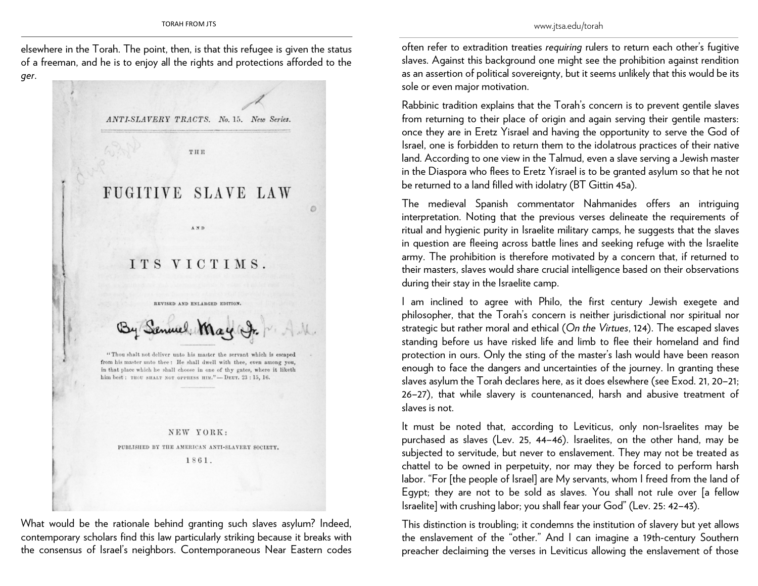elsewhere in the Torah. The point, then, is that this refugee is given the status of a freeman, and he is to enjoy all the rights and protections afforded to the *ger*.

ANTI-SLAVERY TRACTS. No. 15. New Series.

THE

FUGITIVE SLAVE LAW

AND

ITS VICTIMS.

REVISED AND ENLARGED EDITION.

By Samuel May Jr.

"Thou shalt not deliver unto his master the servant which is escaped from his master unto thee: He shall dwell with thee, even among you, in that place which he shall choose in one of thy gates, where it liketh him best: THOU SHALT NOT OPPRESS HIM." — DEUT. 23 : 15, 16.

NEW YORK:

PUBLISHED BY THE AMERICAN ANTI-SLAVERY SOCIETY.

1861.

What would be the rationale behind granting such slaves asylum? Indeed, contemporary scholars find this law particularly striking because it breaks with the consensus of Israel's neighbors. Contemporaneous Near Eastern codes often refer to extradition treaties *requiring* rulers to return each other's fugitive slaves. Against this background one might see the prohibition against rendition as an assertion of political sovereignty, but it seems unlikely that this would be its sole or even major motivation.

Rabbinic tradition explains that the Torah's concern is to prevent gentile slaves from returning to their place of origin and again serving their gentile masters: once they are in Eretz Yisrael and having the opportunity to serve the God of Israel, one is forbidden to return them to the idolatrous practices of their native land. According to one view in the Talmud, even a slave serving a Jewish master in the Diaspora who flees to Eretz Yisrael is to be granted asylum so that he not be returned to a land filled with idolatry (BT Gittin 45a).

The medieval Spanish commentator Nahmanides offers an intriguing interpretation. Noting that the previous verses delineate the requirements of ritual and hygienic purity in Israelite military camps, he suggests that the slaves in question are fleeing across battle lines and seeking refuge with the Israelite army. The prohibition is therefore motivated by a concern that, if returned to their masters, slaves would share crucial intelligence based on their observations during their stay in the Israelite camp.

I am inclined to agree with Philo, the first century Jewish exegete and philosopher, that the Torah's concern is neither jurisdictional nor spiritual nor strategic but rather moral and ethical (*On the Virtues*, 124). The escaped slaves standing before us have risked life and limb to flee their homeland and find protection in ours. Only the sting of the master's lash would have been reason enough to face the dangers and uncertainties of the journey. In granting these slaves asylum the Torah declares here, as it does elsewhere (see Exod. 21, 20–21; 26–27), that while slavery is countenanced, harsh and abusive treatment of slaves is not.

It must be noted that, according to Leviticus, only non-Israelites may be purchased as slaves (Lev. 25, 44–46). Israelites, on the other hand, may be subjected to servitude, but never to enslavement. They may not be treated as chattel to be owned in perpetuity, nor may they be forced to perform harsh labor. "For [the people of Israel] are My servants, whom I freed from the land of Egypt; they are not to be sold as slaves. You shall not rule over [a fellow Israelite] with crushing labor; you shall fear your God" (Lev. 25: 42–43).

This distinction is troubling; it condemns the institution of slavery but yet allows the enslavement of the "other." And I can imagine a 19th-century Southern preacher declaiming the verses in Leviticus allowing the enslavement of those